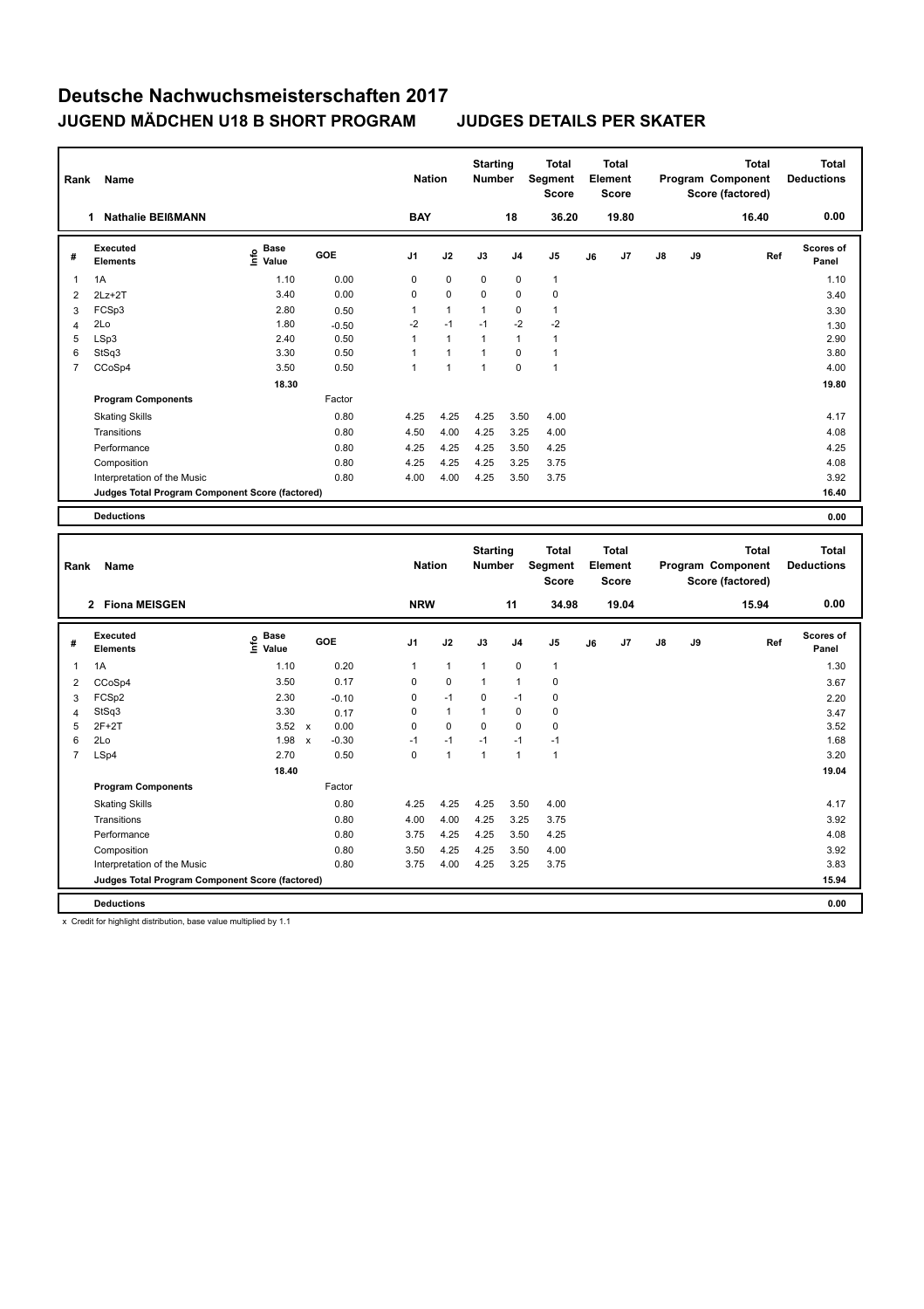# Deutsche Nachwuchsmeisterschaften 2017

## JUGEND MÄDCHEN U18 B SHORT PROGRAM JUDGES DETAILS PER SKATER

| Rank | Name | Nation | Starting Number | Total Segment Score | Total Element Score | Total Program Component Score (factored) | Total Deductions |
|---|---|---|---|---|---|---|---|
| 1 | Nathalie BEIßMANN | BAY | 18 | 36.20 | 19.80 | 16.40 | 0.00 |

| # | Executed Elements | Info | Base Value | GOE | J1 | J2 | J3 | J4 | J5 | J6 | J7 | J8 | J9 | Ref | Scores of Panel |
|---|---|---|---|---|---|---|---|---|---|---|---|---|---|---|---|
| 1 | 1A | | 1.10 | 0.00 | 0 | 0 | 0 | 0 | 1 | | | | | | 1.10 |
| 2 | 2Lz+2T | | 3.40 | 0.00 | 0 | 0 | 0 | 0 | 0 | | | | | | 3.40 |
| 3 | FCSp3 | | 2.80 | 0.50 | 1 | 1 | 1 | 0 | 1 | | | | | | 3.30 |
| 4 | 2Lo | | 1.80 | -0.50 | -2 | -1 | -1 | -2 | -2 | | | | | | 1.30 |
| 5 | LSp3 | | 2.40 | 0.50 | 1 | 1 | 1 | 1 | 1 | | | | | | 2.90 |
| 6 | StSq3 | | 3.30 | 0.50 | 1 | 1 | 1 | 0 | 1 | | | | | | 3.80 |
| 7 | CCoSp4 | | 3.50 | 0.50 | 1 | 1 | 1 | 0 | 1 | | | | | | 4.00 |
| | | | 18.30 | | | | | | | | | | | | 19.80 |
| | **Program Components** | | | Factor | | | | | | | | | | | |
| | Skating Skills | | | 0.80 | 4.25 | 4.25 | 4.25 | 3.50 | 4.00 | | | | | | 4.17 |
| | Transitions | | | 0.80 | 4.50 | 4.00 | 4.25 | 3.25 | 4.00 | | | | | | 4.08 |
| | Performance | | | 0.80 | 4.25 | 4.25 | 4.25 | 3.50 | 4.25 | | | | | | 4.25 |
| | Composition | | | 0.80 | 4.25 | 4.25 | 4.25 | 3.25 | 3.75 | | | | | | 4.08 |
| | Interpretation of the Music | | | 0.80 | 4.00 | 4.00 | 4.25 | 3.50 | 3.75 | | | | | | 3.92 |
| | **Judges Total Program Component Score (factored)** | | | | | | | | | | | | | | 16.40 |
| | **Deductions** | | | | | | | | | | | | | | 0.00 |

| Rank | Name | Nation | Starting Number | Total Segment Score | Total Element Score | Total Program Component Score (factored) | Total Deductions |
|---|---|---|---|---|---|---|---|
| 2 | Fiona MEISGEN | NRW | 11 | 34.98 | 19.04 | 15.94 | 0.00 |

| # | Executed Elements | Info | Base Value | GOE | J1 | J2 | J3 | J4 | J5 | J6 | J7 | J8 | J9 | Ref | Scores of Panel |
|---|---|---|---|---|---|---|---|---|---|---|---|---|---|---|---|
| 1 | 1A | | 1.10 | 0.20 | 1 | 1 | 1 | 0 | 1 | | | | | | 1.30 |
| 2 | CCoSp4 | | 3.50 | 0.17 | 0 | 0 | 1 | 1 | 0 | | | | | | 3.67 |
| 3 | FCSp2 | | 2.30 | -0.10 | 0 | -1 | 0 | -1 | 0 | | | | | | 2.20 |
| 4 | StSq3 | | 3.30 | 0.17 | 0 | 1 | 1 | 0 | 0 | | | | | | 3.47 |
| 5 | 2F+2T | | 3.52 x | 0.00 | 0 | 0 | 0 | 0 | 0 | | | | | | 3.52 |
| 6 | 2Lo | | 1.98 x | -0.30 | -1 | -1 | -1 | -1 | -1 | | | | | | 1.68 |
| 7 | LSp4 | | 2.70 | 0.50 | 0 | 1 | 1 | 1 | 1 | | | | | | 3.20 |
| | | | 18.40 | | | | | | | | | | | | 19.04 |
| | **Program Components** | | | Factor | | | | | | | | | | | |
| | Skating Skills | | | 0.80 | 4.25 | 4.25 | 4.25 | 3.50 | 4.00 | | | | | | 4.17 |
| | Transitions | | | 0.80 | 4.00 | 4.00 | 4.25 | 3.25 | 3.75 | | | | | | 3.92 |
| | Performance | | | 0.80 | 3.75 | 4.25 | 4.25 | 3.50 | 4.25 | | | | | | 4.08 |
| | Composition | | | 0.80 | 3.50 | 4.25 | 4.25 | 3.50 | 4.00 | | | | | | 3.92 |
| | Interpretation of the Music | | | 0.80 | 3.75 | 4.00 | 4.25 | 3.25 | 3.75 | | | | | | 3.83 |
| | **Judges Total Program Component Score (factored)** | | | | | | | | | | | | | | 15.94 |
| | **Deductions** | | | | | | | | | | | | | | 0.00 |

x Credit for highlight distribution, base value multiplied by 1.1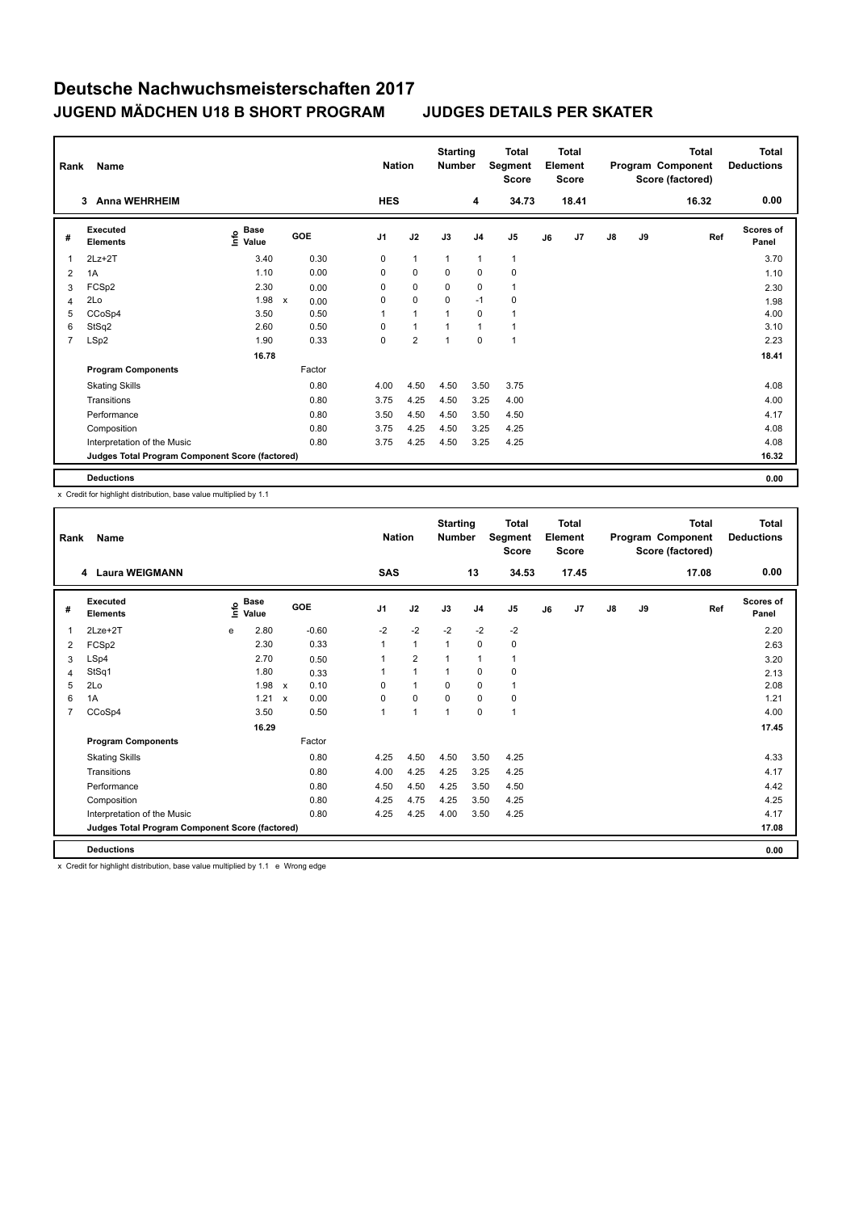# Deutsche Nachwuchsmeisterschaften 2017

## JUGEND MÄDCHEN U18 B SHORT PROGRAM JUDGES DETAILS PER SKATER

| Rank | Name | Nation | Starting Number | Total Segment Score | Total Element Score | Total Program Component Score (factored) | Total Deductions |
|---|---|---|---|---|---|---|---|
| 3 | Anna WEHRHEIM | HES | 4 | 34.73 | 18.41 | 16.32 | 0.00 |

| # | Executed Elements | Info | Base Value | | GOE | J1 | J2 | J3 | J4 | J5 | J6 | J7 | J8 | J9 | Ref | Scores of Panel |
|---|---|---|---|---|---|---|---|---|---|---|---|---|---|---|---|---|
| 1 | 2Lz+2T | | 3.40 | | 0.30 | 0 | 1 | 1 | 1 | 1 | | | | | | 3.70 |
| 2 | 1A | | 1.10 | | 0.00 | 0 | 0 | 0 | 0 | 0 | | | | | | 1.10 |
| 3 | FCSp2 | | 2.30 | | 0.00 | 0 | 0 | 0 | 0 | 1 | | | | | | 2.30 |
| 4 | 2Lo | | 1.98 | x | 0.00 | 0 | 0 | 0 | -1 | 0 | | | | | | 1.98 |
| 5 | CCoSp4 | | 3.50 | | 0.50 | 1 | 1 | 1 | 0 | 1 | | | | | | 4.00 |
| 6 | StSq2 | | 2.60 | | 0.50 | 0 | 1 | 1 | 1 | 1 | | | | | | 3.10 |
| 7 | LSp2 | | 1.90 | | 0.33 | 0 | 2 | 1 | 0 | 1 | | | | | | 2.23 |
| | | | 16.78 | | | | | | | | | | | | | 18.41 |
| | **Program Components** | | | | Factor | | | | | | | | | | | |
| | Skating Skills | | | | 0.80 | 4.00 | 4.50 | 4.50 | 3.50 | 3.75 | | | | | | 4.08 |
| | Transitions | | | | 0.80 | 3.75 | 4.25 | 4.50 | 3.25 | 4.00 | | | | | | 4.00 |
| | Performance | | | | 0.80 | 3.50 | 4.50 | 4.50 | 3.50 | 4.50 | | | | | | 4.17 |
| | Composition | | | | 0.80 | 3.75 | 4.25 | 4.50 | 3.25 | 4.25 | | | | | | 4.08 |
| | Interpretation of the Music | | | | 0.80 | 3.75 | 4.25 | 4.50 | 3.25 | 4.25 | | | | | | 4.08 |
| | **Judges Total Program Component Score (factored)** | | | | | | | | | | | | | | | 16.32 |
| | **Deductions** | | | | | | | | | | | | | | | 0.00 |

x Credit for highlight distribution, base value multiplied by 1.1

| Rank | Name | Nation | Starting Number | Total Segment Score | Total Element Score | Total Program Component Score (factored) | Total Deductions |
|---|---|---|---|---|---|---|---|
| 4 | Laura WEIGMANN | SAS | 13 | 34.53 | 17.45 | 17.08 | 0.00 |

| # | Executed Elements | Info | Base Value | | GOE | J1 | J2 | J3 | J4 | J5 | J6 | J7 | J8 | J9 | Ref | Scores of Panel |
|---|---|---|---|---|---|---|---|---|---|---|---|---|---|---|---|---|
| 1 | 2Lze+2T | e | 2.80 | | -0.60 | -2 | -2 | -2 | -2 | -2 | | | | | | 2.20 |
| 2 | FCSp2 | | 2.30 | | 0.33 | 1 | 1 | 1 | 0 | 0 | | | | | | 2.63 |
| 3 | LSp4 | | 2.70 | | 0.50 | 1 | 2 | 1 | 1 | 1 | | | | | | 3.20 |
| 4 | StSq1 | | 1.80 | | 0.33 | 1 | 1 | 1 | 0 | 0 | | | | | | 2.13 |
| 5 | 2Lo | | 1.98 | x | 0.10 | 0 | 1 | 0 | 0 | 1 | | | | | | 2.08 |
| 6 | 1A | | 1.21 | x | 0.00 | 0 | 0 | 0 | 0 | 0 | | | | | | 1.21 |
| 7 | CCoSp4 | | 3.50 | | 0.50 | 1 | 1 | 1 | 0 | 1 | | | | | | 4.00 |
| | | | 16.29 | | | | | | | | | | | | | 17.45 |
| | **Program Components** | | | | Factor | | | | | | | | | | | |
| | Skating Skills | | | | 0.80 | 4.25 | 4.50 | 4.50 | 3.50 | 4.25 | | | | | | 4.33 |
| | Transitions | | | | 0.80 | 4.00 | 4.25 | 4.25 | 3.25 | 4.25 | | | | | | 4.17 |
| | Performance | | | | 0.80 | 4.50 | 4.50 | 4.25 | 3.50 | 4.50 | | | | | | 4.42 |
| | Composition | | | | 0.80 | 4.25 | 4.75 | 4.25 | 3.50 | 4.25 | | | | | | 4.25 |
| | Interpretation of the Music | | | | 0.80 | 4.25 | 4.25 | 4.00 | 3.50 | 4.25 | | | | | | 4.17 |
| | **Judges Total Program Component Score (factored)** | | | | | | | | | | | | | | | 17.08 |
| | **Deductions** | | | | | | | | | | | | | | | 0.00 |

x Credit for highlight distribution, base value multiplied by 1.1 e Wrong edge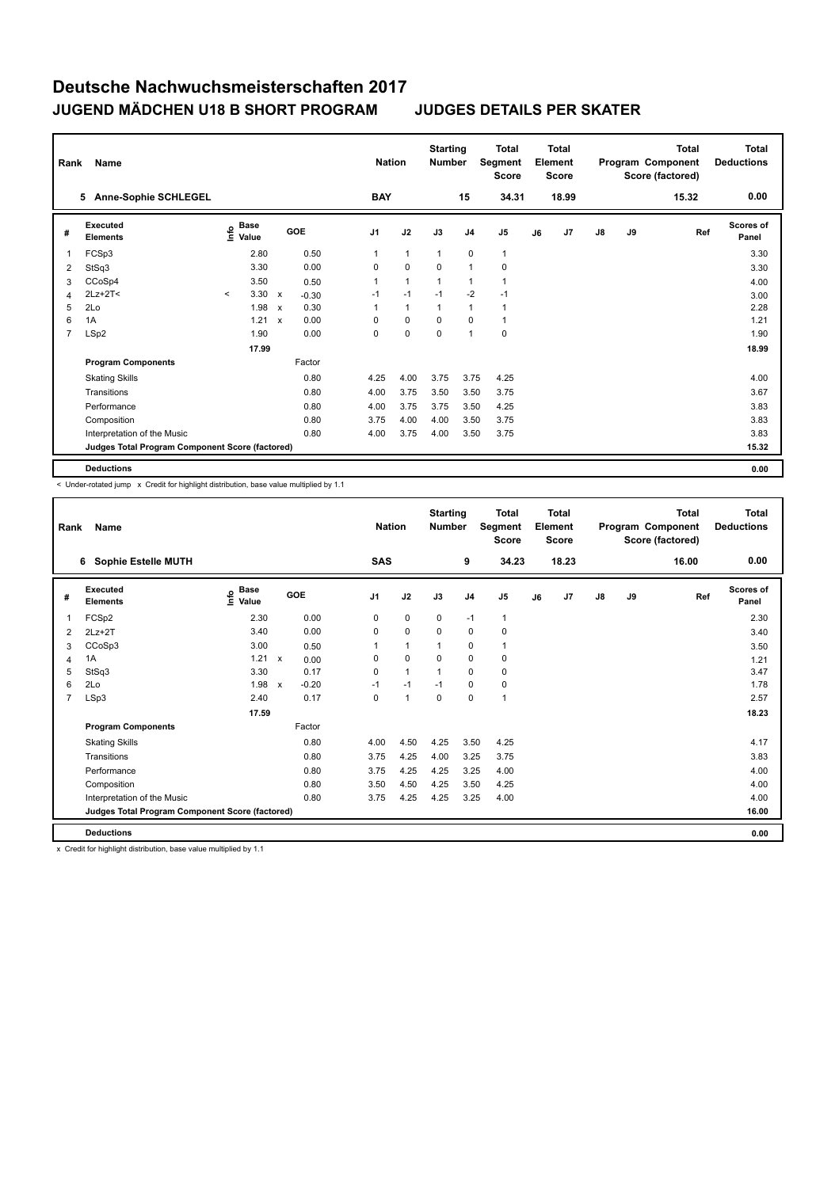# Deutsche Nachwuchsmeisterschaften 2017

## JUGEND MÄDCHEN U18 B SHORT PROGRAM    JUDGES DETAILS PER SKATER

| Rank | Name | Nation | Starting Number | Total Segment Score | Total Element Score | Total Program Component Score (factored) | Total Deductions |
|---|---|---|---|---|---|---|---|
| 5 | Anne-Sophie SCHLEGEL | BAY | 15 | 34.31 | 18.99 | 15.32 | 0.00 |

| # | Executed Elements | Info | Base Value | | GOE | J1 | J2 | J3 | J4 | J5 | J6 | J7 | J8 | J9 | Ref | Scores of Panel |
|---|---|---|---|---|---|---|---|---|---|---|---|---|---|---|---|---|
| 1 | FCSp3 | | 2.80 | | 0.50 | 1 | 1 | 1 | 0 | 1 | | | | | | 3.30 |
| 2 | StSq3 | | 3.30 | | 0.00 | 0 | 0 | 0 | 1 | 0 | | | | | | 3.30 |
| 3 | CCoSp4 | | 3.50 | | 0.50 | 1 | 1 | 1 | 1 | 1 | | | | | | 4.00 |
| 4 | 2Lz+2T< | < | 3.30 | x | -0.30 | -1 | -1 | -1 | -2 | -1 | | | | | | 3.00 |
| 5 | 2Lo | | 1.98 | x | 0.30 | 1 | 1 | 1 | 1 | 1 | | | | | | 2.28 |
| 6 | 1A | | 1.21 | x | 0.00 | 0 | 0 | 0 | 0 | 1 | | | | | | 1.21 |
| 7 | LSp2 | | 1.90 | | 0.00 | 0 | 0 | 0 | 1 | 0 | | | | | | 1.90 |
| | | | 17.99 | | | | | | | | | | | | | 18.99 |
| | **Program Components** | | | | Factor | | | | | | | | | | | |
| | Skating Skills | | | | 0.80 | 4.25 | 4.00 | 3.75 | 3.75 | 4.25 | | | | | | 4.00 |
| | Transitions | | | | 0.80 | 4.00 | 3.75 | 3.50 | 3.50 | 3.75 | | | | | | 3.67 |
| | Performance | | | | 0.80 | 4.00 | 3.75 | 3.75 | 3.50 | 4.25 | | | | | | 3.83 |
| | Composition | | | | 0.80 | 3.75 | 4.00 | 4.00 | 3.50 | 3.75 | | | | | | 3.83 |
| | Interpretation of the Music | | | | 0.80 | 4.00 | 3.75 | 4.00 | 3.50 | 3.75 | | | | | | 3.83 |
| | **Judges Total Program Component Score (factored)** | | | | | | | | | | | | | | | 15.32 |
| | **Deductions** | | | | | | | | | | | | | | | 0.00 |

< Under-rotated jump   x Credit for highlight distribution, base value multiplied by 1.1

| Rank | Name | Nation | Starting Number | Total Segment Score | Total Element Score | Total Program Component Score (factored) | Total Deductions |
|---|---|---|---|---|---|---|---|
| 6 | Sophie Estelle MUTH | SAS | 9 | 34.23 | 18.23 | 16.00 | 0.00 |

| # | Executed Elements | Info | Base Value | | GOE | J1 | J2 | J3 | J4 | J5 | J6 | J7 | J8 | J9 | Ref | Scores of Panel |
|---|---|---|---|---|---|---|---|---|---|---|---|---|---|---|---|---|
| 1 | FCSp2 | | 2.30 | | 0.00 | 0 | 0 | 0 | -1 | 1 | | | | | | 2.30 |
| 2 | 2Lz+2T | | 3.40 | | 0.00 | 0 | 0 | 0 | 0 | 0 | | | | | | 3.40 |
| 3 | CCoSp3 | | 3.00 | | 0.50 | 1 | 1 | 1 | 0 | 1 | | | | | | 3.50 |
| 4 | 1A | | 1.21 | x | 0.00 | 0 | 0 | 0 | 0 | 0 | | | | | | 1.21 |
| 5 | StSq3 | | 3.30 | | 0.17 | 0 | 1 | 1 | 0 | 0 | | | | | | 3.47 |
| 6 | 2Lo | | 1.98 | x | -0.20 | -1 | -1 | -1 | 0 | 0 | | | | | | 1.78 |
| 7 | LSp3 | | 2.40 | | 0.17 | 0 | 1 | 0 | 0 | 1 | | | | | | 2.57 |
| | | | 17.59 | | | | | | | | | | | | | 18.23 |
| | **Program Components** | | | | Factor | | | | | | | | | | | |
| | Skating Skills | | | | 0.80 | 4.00 | 4.50 | 4.25 | 3.50 | 4.25 | | | | | | 4.17 |
| | Transitions | | | | 0.80 | 3.75 | 4.25 | 4.00 | 3.25 | 3.75 | | | | | | 3.83 |
| | Performance | | | | 0.80 | 3.75 | 4.25 | 4.25 | 3.25 | 4.00 | | | | | | 4.00 |
| | Composition | | | | 0.80 | 3.50 | 4.50 | 4.25 | 3.50 | 4.25 | | | | | | 4.00 |
| | Interpretation of the Music | | | | 0.80 | 3.75 | 4.25 | 4.25 | 3.25 | 4.00 | | | | | | 4.00 |
| | **Judges Total Program Component Score (factored)** | | | | | | | | | | | | | | | 16.00 |
| | **Deductions** | | | | | | | | | | | | | | | 0.00 |

x Credit for highlight distribution, base value multiplied by 1.1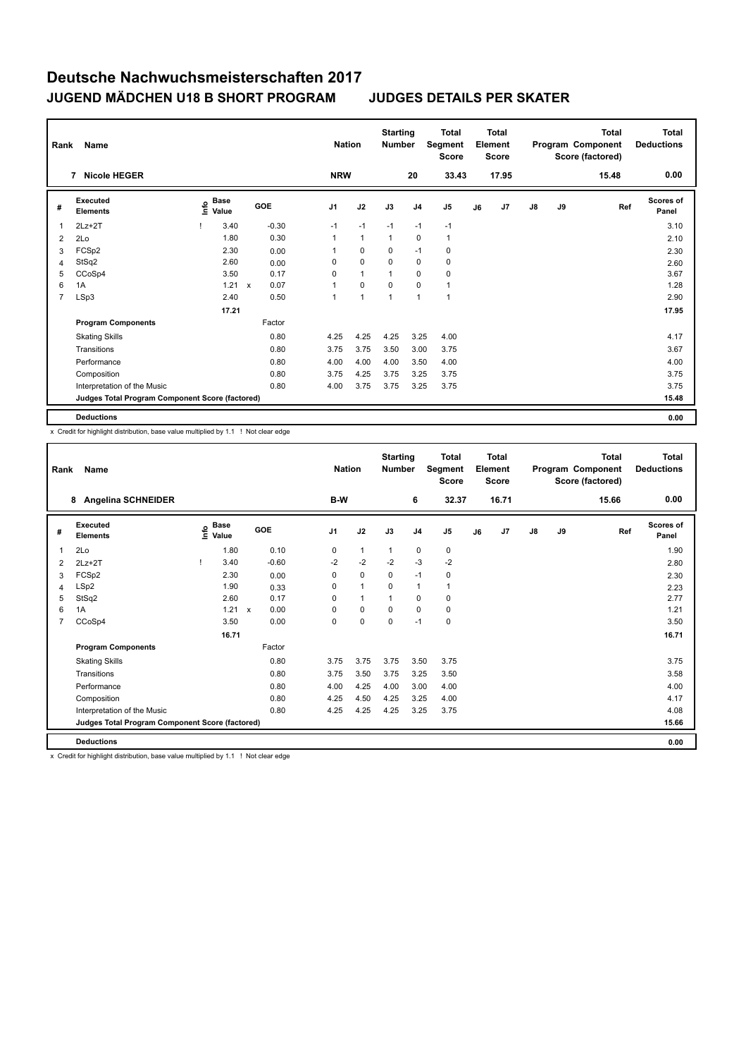# Deutsche Nachwuchsmeisterschaften 2017

## JUGEND MÄDCHEN U18 B SHORT PROGRAM JUDGES DETAILS PER SKATER

| Rank | Name | Nation | Starting Number | Total Segment Score | Total Element Score | Total Program Component Score (factored) | Total Deductions |
|---|---|---|---|---|---|---|---|
| 7 | Nicole HEGER | NRW | 20 | 33.43 | 17.95 | 15.48 | 0.00 |

| # | Executed Elements | Info | Base Value | | GOE | J1 | J2 | J3 | J4 | J5 | J6 | J7 | J8 | J9 | Ref | Scores of Panel |
|---|---|---|---|---|---|---|---|---|---|---|---|---|---|---|---|---|
| 1 | 2Lz+2T | ! | 3.40 | | -0.30 | -1 | -1 | -1 | -1 | -1 | | | | | | 3.10 |
| 2 | 2Lo | | 1.80 | | 0.30 | 1 | 1 | 1 | 0 | 1 | | | | | | 2.10 |
| 3 | FCSp2 | | 2.30 | | 0.00 | 1 | 0 | 0 | -1 | 0 | | | | | | 2.30 |
| 4 | StSq2 | | 2.60 | | 0.00 | 0 | 0 | 0 | 0 | 0 | | | | | | 2.60 |
| 5 | CCoSp4 | | 3.50 | | 0.17 | 0 | 1 | 1 | 0 | 0 | | | | | | 3.67 |
| 6 | 1A | | 1.21 | x | 0.07 | 1 | 0 | 0 | 0 | 1 | | | | | | 1.28 |
| 7 | LSp3 | | 2.40 | | 0.50 | 1 | 1 | 1 | 1 | 1 | | | | | | 2.90 |
| | | | 17.21 | | | | | | | | | | | | | 17.95 |
| | **Program Components** | | | | Factor | | | | | | | | | | | |
| | Skating Skills | | | | 0.80 | 4.25 | 4.25 | 4.25 | 3.25 | 4.00 | | | | | | 4.17 |
| | Transitions | | | | 0.80 | 3.75 | 3.75 | 3.50 | 3.00 | 3.75 | | | | | | 3.67 |
| | Performance | | | | 0.80 | 4.00 | 4.00 | 4.00 | 3.50 | 4.00 | | | | | | 4.00 |
| | Composition | | | | 0.80 | 3.75 | 4.25 | 3.75 | 3.25 | 3.75 | | | | | | 3.75 |
| | Interpretation of the Music | | | | 0.80 | 4.00 | 3.75 | 3.75 | 3.25 | 3.75 | | | | | | 3.75 |
| | **Judges Total Program Component Score (factored)** | | | | | | | | | | | | | | | 15.48 |
| | **Deductions** | | | | | | | | | | | | | | | 0.00 |

x Credit for highlight distribution, base value multiplied by 1.1 ! Not clear edge

| Rank | Name | Nation | Starting Number | Total Segment Score | Total Element Score | Total Program Component Score (factored) | Total Deductions |
|---|---|---|---|---|---|---|---|
| 8 | Angelina SCHNEIDER | B-W | 6 | 32.37 | 16.71 | 15.66 | 0.00 |

| # | Executed Elements | Info | Base Value | | GOE | J1 | J2 | J3 | J4 | J5 | J6 | J7 | J8 | J9 | Ref | Scores of Panel |
|---|---|---|---|---|---|---|---|---|---|---|---|---|---|---|---|---|
| 1 | 2Lo | | 1.80 | | 0.10 | 0 | 1 | 1 | 0 | 0 | | | | | | 1.90 |
| 2 | 2Lz+2T | ! | 3.40 | | -0.60 | -2 | -2 | -2 | -3 | -2 | | | | | | 2.80 |
| 3 | FCSp2 | | 2.30 | | 0.00 | 0 | 0 | 0 | -1 | 0 | | | | | | 2.30 |
| 4 | LSp2 | | 1.90 | | 0.33 | 0 | 1 | 0 | 1 | 1 | | | | | | 2.23 |
| 5 | StSq2 | | 2.60 | | 0.17 | 0 | 1 | 1 | 0 | 0 | | | | | | 2.77 |
| 6 | 1A | | 1.21 | x | 0.00 | 0 | 0 | 0 | 0 | 0 | | | | | | 1.21 |
| 7 | CCoSp4 | | 3.50 | | 0.00 | 0 | 0 | 0 | -1 | 0 | | | | | | 3.50 |
| | | | 16.71 | | | | | | | | | | | | | 16.71 |
| | **Program Components** | | | | Factor | | | | | | | | | | | |
| | Skating Skills | | | | 0.80 | 3.75 | 3.75 | 3.75 | 3.50 | 3.75 | | | | | | 3.75 |
| | Transitions | | | | 0.80 | 3.75 | 3.50 | 3.75 | 3.25 | 3.50 | | | | | | 3.58 |
| | Performance | | | | 0.80 | 4.00 | 4.25 | 4.00 | 3.00 | 4.00 | | | | | | 4.00 |
| | Composition | | | | 0.80 | 4.25 | 4.50 | 4.25 | 3.25 | 4.00 | | | | | | 4.17 |
| | Interpretation of the Music | | | | 0.80 | 4.25 | 4.25 | 4.25 | 3.25 | 3.75 | | | | | | 4.08 |
| | **Judges Total Program Component Score (factored)** | | | | | | | | | | | | | | | 15.66 |
| | **Deductions** | | | | | | | | | | | | | | | 0.00 |

x Credit for highlight distribution, base value multiplied by 1.1 ! Not clear edge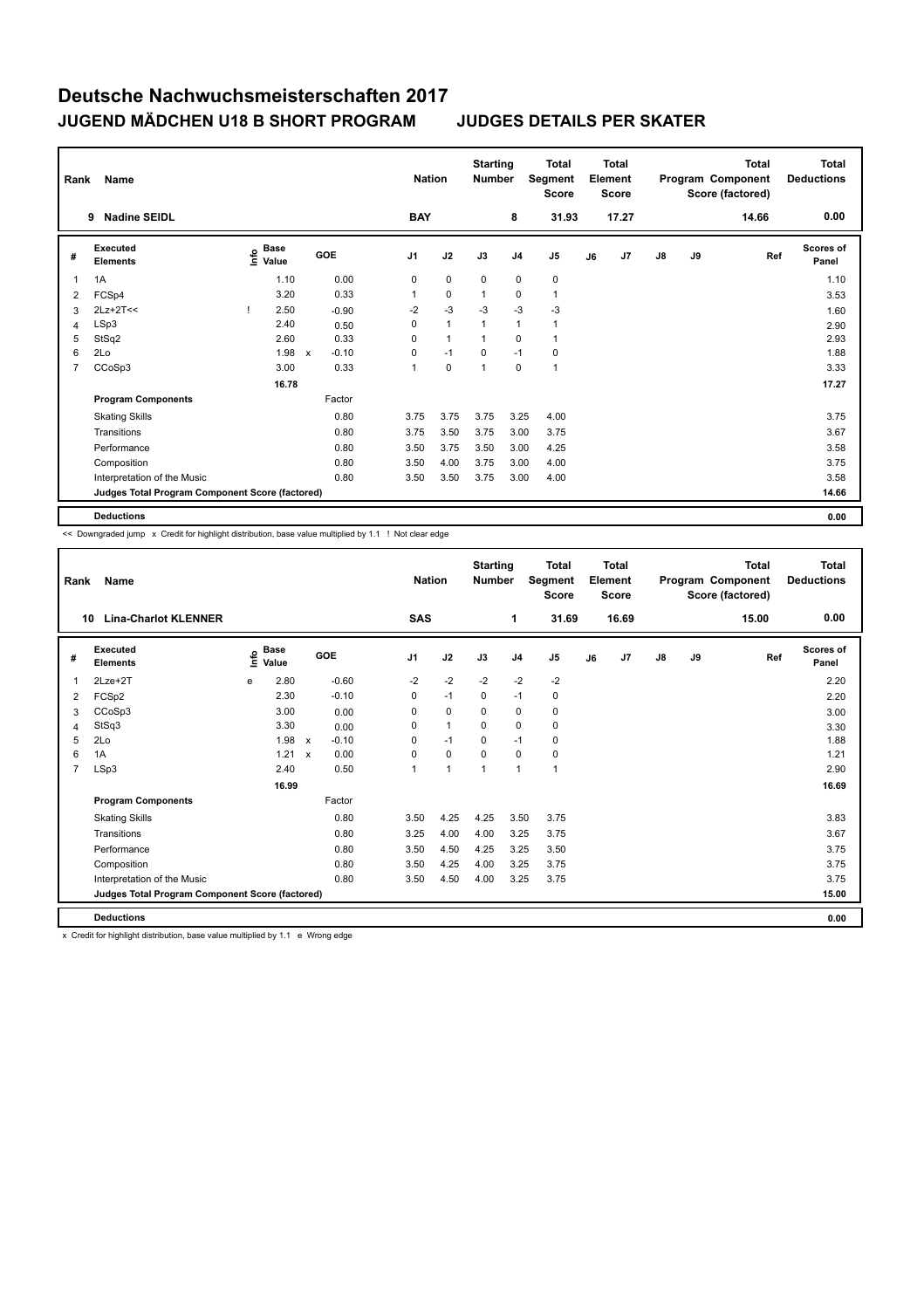# Deutsche Nachwuchsmeisterschaften 2017

## JUGEND MÄDCHEN U18 B SHORT PROGRAM    JUDGES DETAILS PER SKATER

| Rank | Name | Nation | Starting Number | Total Segment Score | Total Element Score | Total Program Component Score (factored) | Total Deductions |
|---|---|---|---|---|---|---|---|
| 9 | Nadine SEIDL | BAY | 8 | 31.93 | 17.27 | 14.66 | 0.00 |

| # | Executed Elements | Info | Base Value | | GOE | J1 | J2 | J3 | J4 | J5 | J6 | J7 | J8 | J9 | Ref | Scores of Panel |
|---|---|---|---|---|---|---|---|---|---|---|---|---|---|---|---|---|
| 1 | 1A | | 1.10 | | 0.00 | 0 | 0 | 0 | 0 | 0 | | | | | | 1.10 |
| 2 | FCSp4 | | 3.20 | | 0.33 | 1 | 0 | 1 | 0 | 1 | | | | | | 3.53 |
| 3 | 2Lz+2T<< | ! | 2.50 | | -0.90 | -2 | -3 | -3 | -3 | -3 | | | | | | 1.60 |
| 4 | LSp3 | | 2.40 | | 0.50 | 0 | 1 | 1 | 1 | 1 | | | | | | 2.90 |
| 5 | StSq2 | | 2.60 | | 0.33 | 0 | 1 | 1 | 0 | 1 | | | | | | 2.93 |
| 6 | 2Lo | | 1.98 | x | -0.10 | 0 | -1 | 0 | -1 | 0 | | | | | | 1.88 |
| 7 | CCoSp3 | | 3.00 | | 0.33 | 1 | 0 | 1 | 0 | 1 | | | | | | 3.33 |
| | | | 16.78 | | | | | | | | | | | | | 17.27 |
| | **Program Components** | | | | Factor | | | | | | | | | | | |
| | Skating Skills | | | | 0.80 | 3.75 | 3.75 | 3.75 | 3.25 | 4.00 | | | | | | 3.75 |
| | Transitions | | | | 0.80 | 3.75 | 3.50 | 3.75 | 3.00 | 3.75 | | | | | | 3.67 |
| | Performance | | | | 0.80 | 3.50 | 3.75 | 3.50 | 3.00 | 4.25 | | | | | | 3.58 |
| | Composition | | | | 0.80 | 3.50 | 4.00 | 3.75 | 3.00 | 4.00 | | | | | | 3.75 |
| | Interpretation of the Music | | | | 0.80 | 3.50 | 3.50 | 3.75 | 3.00 | 4.00 | | | | | | 3.58 |
| | **Judges Total Program Component Score (factored)** | | | | | | | | | | | | | | | 14.66 |
| | **Deductions** | | | | | | | | | | | | | | | 0.00 |

<< Downgraded jump x Credit for highlight distribution, base value multiplied by 1.1 ! Not clear edge

| Rank | Name | Nation | Starting Number | Total Segment Score | Total Element Score | Total Program Component Score (factored) | Total Deductions |
|---|---|---|---|---|---|---|---|
| 10 | Lina-Charlot KLENNER | SAS | 1 | 31.69 | 16.69 | 15.00 | 0.00 |

| # | Executed Elements | Info | Base Value | | GOE | J1 | J2 | J3 | J4 | J5 | J6 | J7 | J8 | J9 | Ref | Scores of Panel |
|---|---|---|---|---|---|---|---|---|---|---|---|---|---|---|---|---|
| 1 | 2Lze+2T | e | 2.80 | | -0.60 | -2 | -2 | -2 | -2 | -2 | | | | | | 2.20 |
| 2 | FCSp2 | | 2.30 | | -0.10 | 0 | -1 | 0 | -1 | 0 | | | | | | 2.20 |
| 3 | CCoSp3 | | 3.00 | | 0.00 | 0 | 0 | 0 | 0 | 0 | | | | | | 3.00 |
| 4 | StSq3 | | 3.30 | | 0.00 | 0 | 1 | 0 | 0 | 0 | | | | | | 3.30 |
| 5 | 2Lo | | 1.98 | x | -0.10 | 0 | -1 | 0 | -1 | 0 | | | | | | 1.88 |
| 6 | 1A | | 1.21 | x | 0.00 | 0 | 0 | 0 | 0 | 0 | | | | | | 1.21 |
| 7 | LSp3 | | 2.40 | | 0.50 | 1 | 1 | 1 | 1 | 1 | | | | | | 2.90 |
| | | | 16.99 | | | | | | | | | | | | | 16.69 |
| | **Program Components** | | | | Factor | | | | | | | | | | | |
| | Skating Skills | | | | 0.80 | 3.50 | 4.25 | 4.25 | 3.50 | 3.75 | | | | | | 3.83 |
| | Transitions | | | | 0.80 | 3.25 | 4.00 | 4.00 | 3.25 | 3.75 | | | | | | 3.67 |
| | Performance | | | | 0.80 | 3.50 | 4.50 | 4.25 | 3.25 | 3.50 | | | | | | 3.75 |
| | Composition | | | | 0.80 | 3.50 | 4.25 | 4.00 | 3.25 | 3.75 | | | | | | 3.75 |
| | Interpretation of the Music | | | | 0.80 | 3.50 | 4.50 | 4.00 | 3.25 | 3.75 | | | | | | 3.75 |
| | **Judges Total Program Component Score (factored)** | | | | | | | | | | | | | | | 15.00 |
| | **Deductions** | | | | | | | | | | | | | | | 0.00 |

x Credit for highlight distribution, base value multiplied by 1.1 e Wrong edge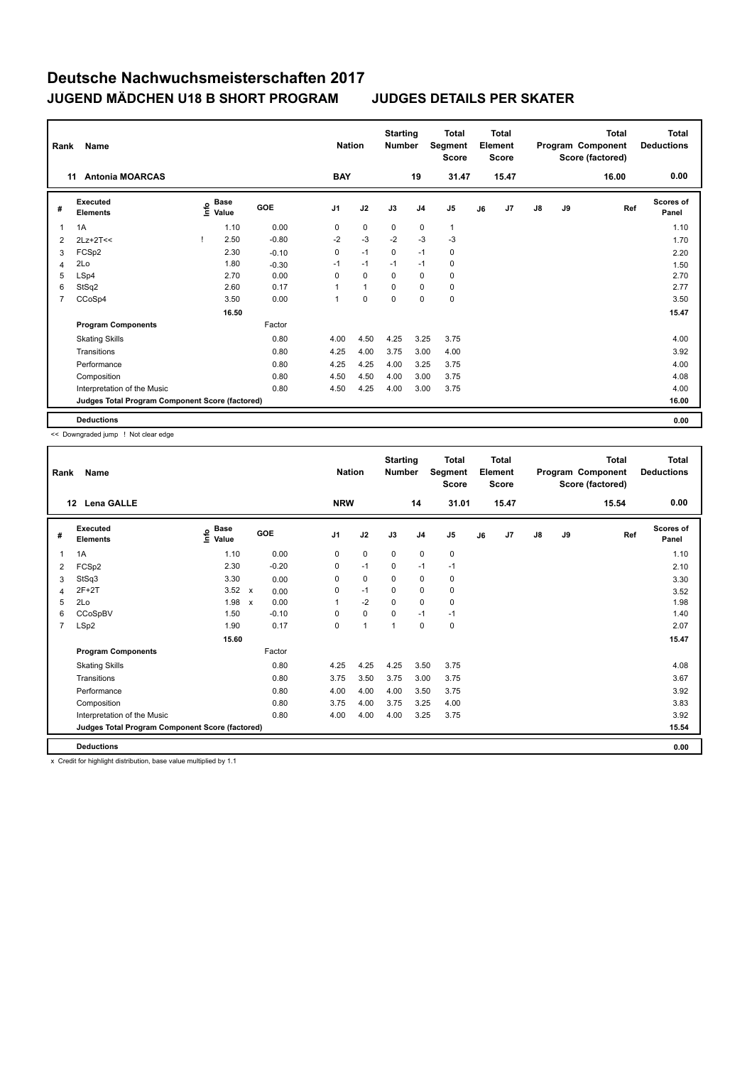# Deutsche Nachwuchsmeisterschaften 2017

## JUGEND MÄDCHEN U18 B SHORT PROGRAM — JUDGES DETAILS PER SKATER

| Rank | Name | Nation | Starting Number | Total Segment Score | Total Element Score | Total Program Component Score (factored) | Total Deductions |
|---|---|---|---|---|---|---|---|
| 11 | Antonia MOARCAS | BAY | 19 | 31.47 | 15.47 | 16.00 | 0.00 |

| # | Executed Elements | Info | Base Value | GOE | J1 | J2 | J3 | J4 | J5 | J6 | J7 | J8 | J9 | Ref | Scores of Panel |
|---|---|---|---|---|---|---|---|---|---|---|---|---|---|---|---|
| 1 | 1A | | 1.10 | 0.00 | 0 | 0 | 0 | 0 | 1 | | | | | | 1.10 |
| 2 | 2Lz+2T<< | ! | 2.50 | -0.80 | -2 | -3 | -2 | -3 | -3 | | | | | | 1.70 |
| 3 | FCSp2 | | 2.30 | -0.10 | 0 | -1 | 0 | -1 | 0 | | | | | | 2.20 |
| 4 | 2Lo | | 1.80 | -0.30 | -1 | -1 | -1 | -1 | 0 | | | | | | 1.50 |
| 5 | LSp4 | | 2.70 | 0.00 | 0 | 0 | 0 | 0 | 0 | | | | | | 2.70 |
| 6 | StSq2 | | 2.60 | 0.17 | 1 | 1 | 0 | 0 | 0 | | | | | | 2.77 |
| 7 | CCoSp4 | | 3.50 | 0.00 | 1 | 0 | 0 | 0 | 0 | | | | | | 3.50 |
| | | | 16.50 | | | | | | | | | | | | 15.47 |
| | **Program Components** | | | Factor | | | | | | | | | | | |
| | Skating Skills | | | 0.80 | 4.00 | 4.50 | 4.25 | 3.25 | 3.75 | | | | | | 4.00 |
| | Transitions | | | 0.80 | 4.25 | 4.00 | 3.75 | 3.00 | 4.00 | | | | | | 3.92 |
| | Performance | | | 0.80 | 4.25 | 4.25 | 4.00 | 3.25 | 3.75 | | | | | | 4.00 |
| | Composition | | | 0.80 | 4.50 | 4.50 | 4.00 | 3.00 | 3.75 | | | | | | 4.08 |
| | Interpretation of the Music | | | 0.80 | 4.50 | 4.25 | 4.00 | 3.00 | 3.75 | | | | | | 4.00 |
| | Judges Total Program Component Score (factored) | | | | | | | | | | | | | | 16.00 |
| | **Deductions** | | | | | | | | | | | | | | 0.00 |

<< Downgraded jump ! Not clear edge

| Rank | Name | Nation | Starting Number | Total Segment Score | Total Element Score | Total Program Component Score (factored) | Total Deductions |
|---|---|---|---|---|---|---|---|
| 12 | Lena GALLE | NRW | 14 | 31.01 | 15.47 | 15.54 | 0.00 |

| # | Executed Elements | Info | Base Value | GOE | J1 | J2 | J3 | J4 | J5 | J6 | J7 | J8 | J9 | Ref | Scores of Panel |
|---|---|---|---|---|---|---|---|---|---|---|---|---|---|---|---|
| 1 | 1A | | 1.10 | 0.00 | 0 | 0 | 0 | 0 | 0 | | | | | | 1.10 |
| 2 | FCSp2 | | 2.30 | -0.20 | 0 | -1 | 0 | -1 | -1 | | | | | | 2.10 |
| 3 | StSq3 | | 3.30 | 0.00 | 0 | 0 | 0 | 0 | 0 | | | | | | 3.30 |
| 4 | 2F+2T | | 3.52 x | 0.00 | 0 | -1 | 0 | 0 | 0 | | | | | | 3.52 |
| 5 | 2Lo | | 1.98 x | 0.00 | 1 | -2 | 0 | 0 | 0 | | | | | | 1.98 |
| 6 | CCoSpBV | | 1.50 | -0.10 | 0 | 0 | 0 | -1 | -1 | | | | | | 1.40 |
| 7 | LSp2 | | 1.90 | 0.17 | 0 | 1 | 1 | 0 | 0 | | | | | | 2.07 |
| | | | 15.60 | | | | | | | | | | | | 15.47 |
| | **Program Components** | | | Factor | | | | | | | | | | | |
| | Skating Skills | | | 0.80 | 4.25 | 4.25 | 4.25 | 3.50 | 3.75 | | | | | | 4.08 |
| | Transitions | | | 0.80 | 3.75 | 3.50 | 3.75 | 3.00 | 3.75 | | | | | | 3.67 |
| | Performance | | | 0.80 | 4.00 | 4.00 | 4.00 | 3.50 | 3.75 | | | | | | 3.92 |
| | Composition | | | 0.80 | 3.75 | 4.00 | 3.75 | 3.25 | 4.00 | | | | | | 3.83 |
| | Interpretation of the Music | | | 0.80 | 4.00 | 4.00 | 4.00 | 3.25 | 3.75 | | | | | | 3.92 |
| | Judges Total Program Component Score (factored) | | | | | | | | | | | | | | 15.54 |
| | **Deductions** | | | | | | | | | | | | | | 0.00 |

x Credit for highlight distribution, base value multiplied by 1.1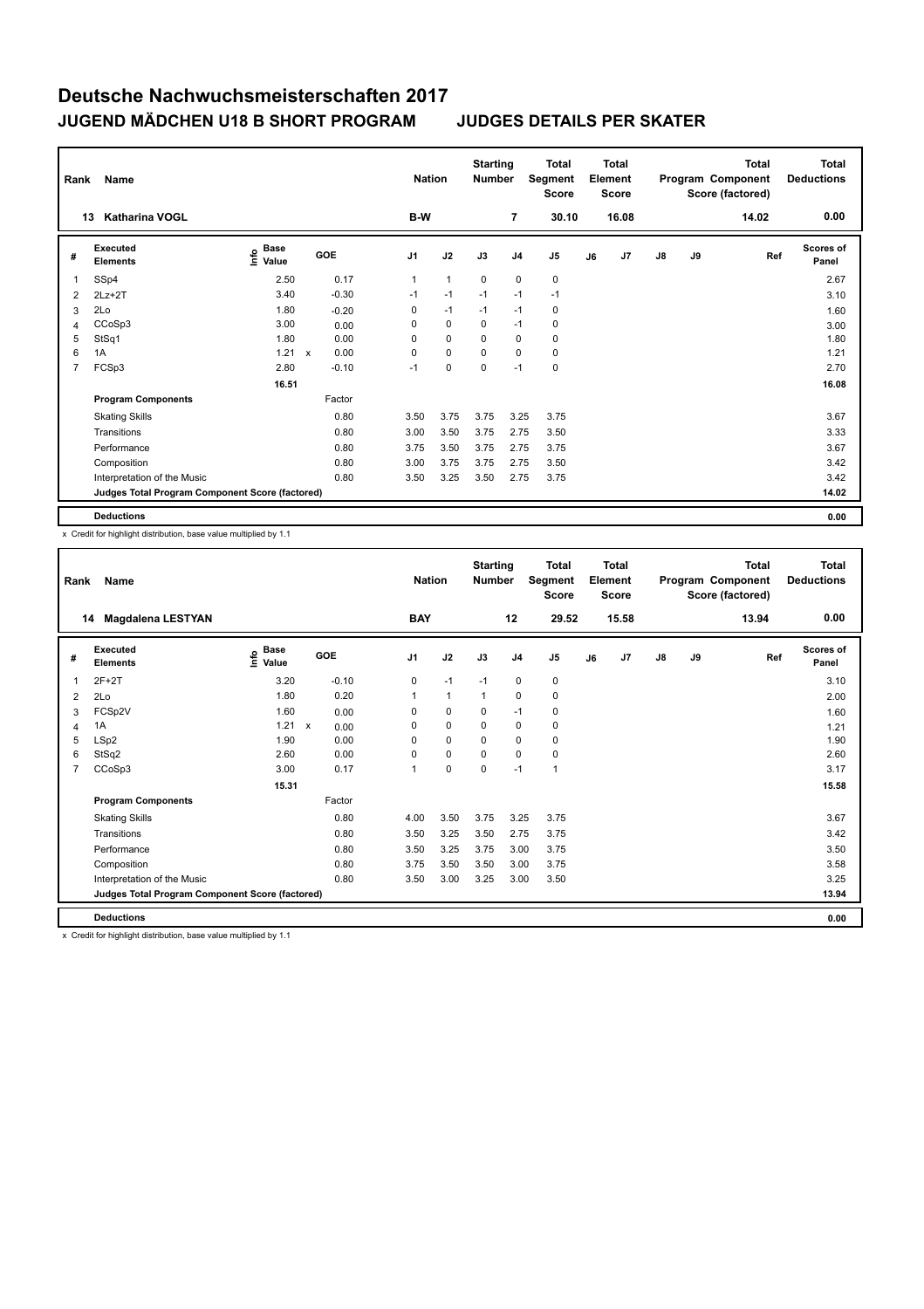# Deutsche Nachwuchsmeisterschaften 2017

## JUGEND MÄDCHEN U18 B SHORT PROGRAM JUDGES DETAILS PER SKATER

| Rank | Name | Nation | Starting Number | Total Segment Score | Total Element Score | Total Program Component Score (factored) | Total Deductions |
|---|---|---|---|---|---|---|---|
| 13 | Katharina VOGL | B-W | 7 | 30.10 | 16.08 | 14.02 | 0.00 |

| # | Executed Elements | Info | Base Value | | GOE | J1 | J2 | J3 | J4 | J5 | J6 | J7 | J8 | J9 | Ref | Scores of Panel |
|---|---|---|---|---|---|---|---|---|---|---|---|---|---|---|---|---|
| 1 | SSp4 | | 2.50 | | 0.17 | 1 | 1 | 0 | 0 | 0 | | | | | | 2.67 |
| 2 | 2Lz+2T | | 3.40 | | -0.30 | -1 | -1 | -1 | -1 | -1 | | | | | | 3.10 |
| 3 | 2Lo | | 1.80 | | -0.20 | 0 | -1 | -1 | -1 | 0 | | | | | | 1.60 |
| 4 | CCoSp3 | | 3.00 | | 0.00 | 0 | 0 | 0 | -1 | 0 | | | | | | 3.00 |
| 5 | StSq1 | | 1.80 | | 0.00 | 0 | 0 | 0 | 0 | 0 | | | | | | 1.80 |
| 6 | 1A | | 1.21 | x | 0.00 | 0 | 0 | 0 | 0 | 0 | | | | | | 1.21 |
| 7 | FCSp3 | | 2.80 | | -0.10 | -1 | 0 | 0 | -1 | 0 | | | | | | 2.70 |
| | | | 16.51 | | | | | | | | | | | | | 16.08 |
| | **Program Components** | | | | Factor | | | | | | | | | | | |
| | Skating Skills | | | | 0.80 | 3.50 | 3.75 | 3.75 | 3.25 | 3.75 | | | | | | 3.67 |
| | Transitions | | | | 0.80 | 3.00 | 3.50 | 3.75 | 2.75 | 3.50 | | | | | | 3.33 |
| | Performance | | | | 0.80 | 3.75 | 3.50 | 3.75 | 2.75 | 3.75 | | | | | | 3.67 |
| | Composition | | | | 0.80 | 3.00 | 3.75 | 3.75 | 2.75 | 3.50 | | | | | | 3.42 |
| | Interpretation of the Music | | | | 0.80 | 3.50 | 3.25 | 3.50 | 2.75 | 3.75 | | | | | | 3.42 |
| | **Judges Total Program Component Score (factored)** | | | | | | | | | | | | | | | 14.02 |
| | **Deductions** | | | | | | | | | | | | | | | 0.00 |

x Credit for highlight distribution, base value multiplied by 1.1

| Rank | Name | Nation | Starting Number | Total Segment Score | Total Element Score | Total Program Component Score (factored) | Total Deductions |
|---|---|---|---|---|---|---|---|
| 14 | Magdalena LESTYAN | BAY | 12 | 29.52 | 15.58 | 13.94 | 0.00 |

| # | Executed Elements | Info | Base Value | | GOE | J1 | J2 | J3 | J4 | J5 | J6 | J7 | J8 | J9 | Ref | Scores of Panel |
|---|---|---|---|---|---|---|---|---|---|---|---|---|---|---|---|---|
| 1 | 2F+2T | | 3.20 | | -0.10 | 0 | -1 | -1 | 0 | 0 | | | | | | 3.10 |
| 2 | 2Lo | | 1.80 | | 0.20 | 1 | 1 | 1 | 0 | 0 | | | | | | 2.00 |
| 3 | FCSp2V | | 1.60 | | 0.00 | 0 | 0 | 0 | -1 | 0 | | | | | | 1.60 |
| 4 | 1A | | 1.21 | x | 0.00 | 0 | 0 | 0 | 0 | 0 | | | | | | 1.21 |
| 5 | LSp2 | | 1.90 | | 0.00 | 0 | 0 | 0 | 0 | 0 | | | | | | 1.90 |
| 6 | StSq2 | | 2.60 | | 0.00 | 0 | 0 | 0 | 0 | 0 | | | | | | 2.60 |
| 7 | CCoSp3 | | 3.00 | | 0.17 | 1 | 0 | 0 | -1 | 1 | | | | | | 3.17 |
| | | | 15.31 | | | | | | | | | | | | | 15.58 |
| | **Program Components** | | | | Factor | | | | | | | | | | | |
| | Skating Skills | | | | 0.80 | 4.00 | 3.50 | 3.75 | 3.25 | 3.75 | | | | | | 3.67 |
| | Transitions | | | | 0.80 | 3.50 | 3.25 | 3.50 | 2.75 | 3.75 | | | | | | 3.42 |
| | Performance | | | | 0.80 | 3.50 | 3.25 | 3.75 | 3.00 | 3.75 | | | | | | 3.50 |
| | Composition | | | | 0.80 | 3.75 | 3.50 | 3.50 | 3.00 | 3.75 | | | | | | 3.58 |
| | Interpretation of the Music | | | | 0.80 | 3.50 | 3.00 | 3.25 | 3.00 | 3.50 | | | | | | 3.25 |
| | **Judges Total Program Component Score (factored)** | | | | | | | | | | | | | | | 13.94 |
| | **Deductions** | | | | | | | | | | | | | | | 0.00 |

x Credit for highlight distribution, base value multiplied by 1.1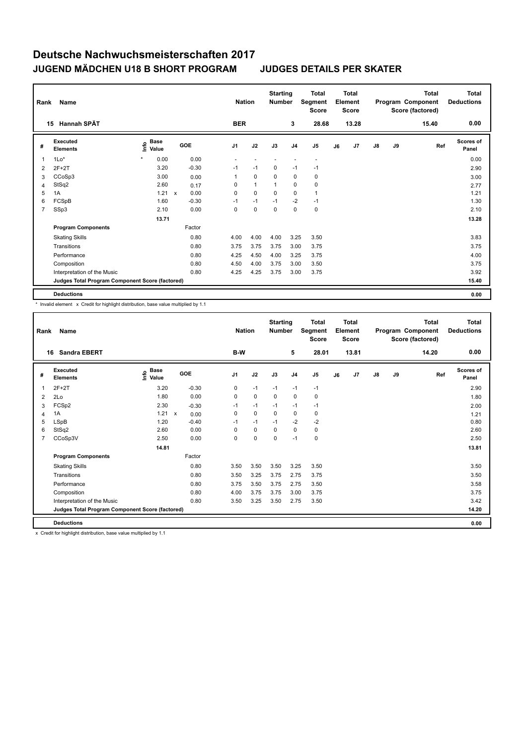# Deutsche Nachwuchsmeisterschaften 2017

## JUGEND MÄDCHEN U18 B SHORT PROGRAM JUDGES DETAILS PER SKATER

| Rank | Name | Nation | Starting Number | Total Segment Score | Total Element Score | Total Program Component Score (factored) | Total Deductions |
|---|---|---|---|---|---|---|---|
| 15 | Hannah SPÄT | BER | 3 | 28.68 | 13.28 | 15.40 | 0.00 |

| # | Executed Elements | Info | Base Value | | GOE | J1 | J2 | J3 | J4 | J5 | J6 | J7 | J8 | J9 | Ref | Scores of Panel |
|---|---|---|---|---|---|---|---|---|---|---|---|---|---|---|---|---|
| 1 | 1Lo* | * | 0.00 | | 0.00 | - | - | - | - | - | | | | | | 0.00 |
| 2 | 2F+2T | | 3.20 | | -0.30 | -1 | -1 | 0 | -1 | -1 | | | | | | 2.90 |
| 3 | CCoSp3 | | 3.00 | | 0.00 | 1 | 0 | 0 | 0 | 0 | | | | | | 3.00 |
| 4 | StSq2 | | 2.60 | | 0.17 | 0 | 1 | 1 | 0 | 0 | | | | | | 2.77 |
| 5 | 1A | | 1.21 | x | 0.00 | 0 | 0 | 0 | 0 | 1 | | | | | | 1.21 |
| 6 | FCSpB | | 1.60 | | -0.30 | -1 | -1 | -1 | -2 | -1 | | | | | | 1.30 |
| 7 | SSp3 | | 2.10 | | 0.00 | 0 | 0 | 0 | 0 | 0 | | | | | | 2.10 |
| | | | 13.71 | | | | | | | | | | | | | 13.28 |
| | **Program Components** | | | | Factor | | | | | | | | | | | |
| | Skating Skills | | | | 0.80 | 4.00 | 4.00 | 4.00 | 3.25 | 3.50 | | | | | | 3.83 |
| | Transitions | | | | 0.80 | 3.75 | 3.75 | 3.75 | 3.00 | 3.75 | | | | | | 3.75 |
| | Performance | | | | 0.80 | 4.25 | 4.50 | 4.00 | 3.25 | 3.75 | | | | | | 4.00 |
| | Composition | | | | 0.80 | 4.50 | 4.00 | 3.75 | 3.00 | 3.50 | | | | | | 3.75 |
| | Interpretation of the Music | | | | 0.80 | 4.25 | 4.25 | 3.75 | 3.00 | 3.75 | | | | | | 3.92 |
| | **Judges Total Program Component Score (factored)** | | | | | | | | | | | | | | | 15.40 |
| | **Deductions** | | | | | | | | | | | | | | | 0.00 |

\* Invalid element x Credit for highlight distribution, base value multiplied by 1.1

| Rank | Name | Nation | Starting Number | Total Segment Score | Total Element Score | Total Program Component Score (factored) | Total Deductions |
|---|---|---|---|---|---|---|---|
| 16 | Sandra EBERT | B-W | 5 | 28.01 | 13.81 | 14.20 | 0.00 |

| # | Executed Elements | Info | Base Value | | GOE | J1 | J2 | J3 | J4 | J5 | J6 | J7 | J8 | J9 | Ref | Scores of Panel |
|---|---|---|---|---|---|---|---|---|---|---|---|---|---|---|---|---|
| 1 | 2F+2T | | 3.20 | | -0.30 | 0 | -1 | -1 | -1 | -1 | | | | | | 2.90 |
| 2 | 2Lo | | 1.80 | | 0.00 | 0 | 0 | 0 | 0 | 0 | | | | | | 1.80 |
| 3 | FCSp2 | | 2.30 | | -0.30 | -1 | -1 | -1 | -1 | -1 | | | | | | 2.00 |
| 4 | 1A | | 1.21 | x | 0.00 | 0 | 0 | 0 | 0 | 0 | | | | | | 1.21 |
| 5 | LSpB | | 1.20 | | -0.40 | -1 | -1 | -1 | -2 | -2 | | | | | | 0.80 |
| 6 | StSq2 | | 2.60 | | 0.00 | 0 | 0 | 0 | 0 | 0 | | | | | | 2.60 |
| 7 | CCoSp3V | | 2.50 | | 0.00 | 0 | 0 | 0 | -1 | 0 | | | | | | 2.50 |
| | | | 14.81 | | | | | | | | | | | | | 13.81 |
| | **Program Components** | | | | Factor | | | | | | | | | | | |
| | Skating Skills | | | | 0.80 | 3.50 | 3.50 | 3.50 | 3.25 | 3.50 | | | | | | 3.50 |
| | Transitions | | | | 0.80 | 3.50 | 3.25 | 3.75 | 2.75 | 3.75 | | | | | | 3.50 |
| | Performance | | | | 0.80 | 3.75 | 3.50 | 3.75 | 2.75 | 3.50 | | | | | | 3.58 |
| | Composition | | | | 0.80 | 4.00 | 3.75 | 3.75 | 3.00 | 3.75 | | | | | | 3.75 |
| | Interpretation of the Music | | | | 0.80 | 3.50 | 3.25 | 3.50 | 2.75 | 3.50 | | | | | | 3.42 |
| | **Judges Total Program Component Score (factored)** | | | | | | | | | | | | | | | 14.20 |
| | **Deductions** | | | | | | | | | | | | | | | 0.00 |

x Credit for highlight distribution, base value multiplied by 1.1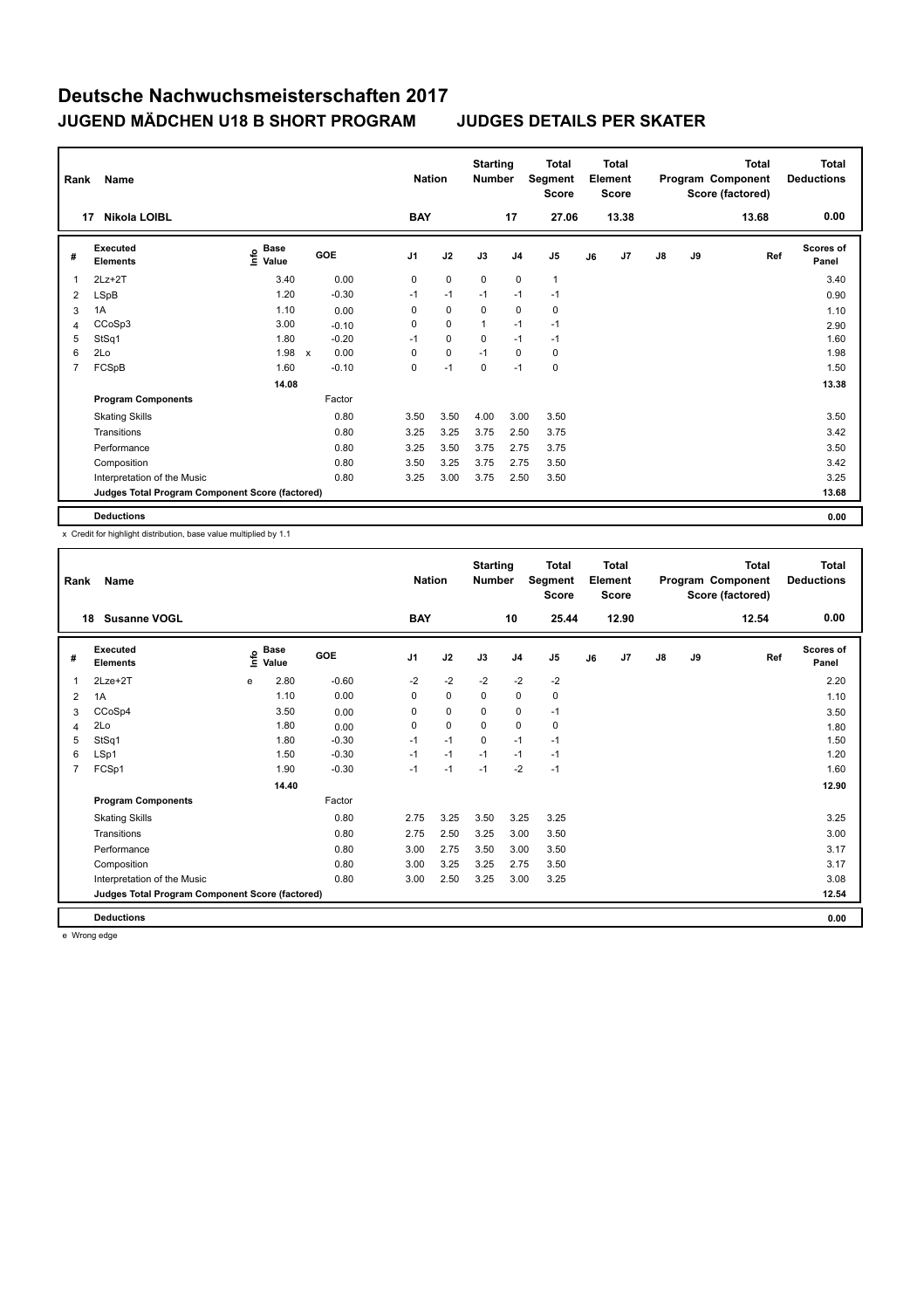# Deutsche Nachwuchsmeisterschaften 2017

## JUGEND MÄDCHEN U18 B SHORT PROGRAM — JUDGES DETAILS PER SKATER

| Rank | Name | Nation | Starting Number | Total Segment Score | Total Element Score | Total Program Component Score (factored) | Total Deductions |
|---|---|---|---|---|---|---|---|
| 17 | Nikola LOIBL | BAY | 17 | 27.06 | 13.38 | 13.68 | 0.00 |

| # | Executed Elements | Info | Base Value | | GOE | J1 | J2 | J3 | J4 | J5 | J6 | J7 | J8 | J9 | Ref | Scores of Panel |
|---|---|---|---|---|---|---|---|---|---|---|---|---|---|---|---|---|
| 1 | 2Lz+2T | | 3.40 | | 0.00 | 0 | 0 | 0 | 0 | 1 | | | | | | 3.40 |
| 2 | LSpB | | 1.20 | | -0.30 | -1 | -1 | -1 | -1 | -1 | | | | | | 0.90 |
| 3 | 1A | | 1.10 | | 0.00 | 0 | 0 | 0 | 0 | 0 | | | | | | 1.10 |
| 4 | CCoSp3 | | 3.00 | | -0.10 | 0 | 0 | 1 | -1 | -1 | | | | | | 2.90 |
| 5 | StSq1 | | 1.80 | | -0.20 | -1 | 0 | 0 | -1 | -1 | | | | | | 1.60 |
| 6 | 2Lo | | 1.98 | x | 0.00 | 0 | 0 | -1 | 0 | 0 | | | | | | 1.98 |
| 7 | FCSpB | | 1.60 | | -0.10 | 0 | -1 | 0 | -1 | 0 | | | | | | 1.50 |
| | | | 14.08 | | | | | | | | | | | | | 13.38 |
| | **Program Components** | | | | Factor | | | | | | | | | | | |
| | Skating Skills | | | | 0.80 | 3.50 | 3.50 | 4.00 | 3.00 | 3.50 | | | | | | 3.50 |
| | Transitions | | | | 0.80 | 3.25 | 3.25 | 3.75 | 2.50 | 3.75 | | | | | | 3.42 |
| | Performance | | | | 0.80 | 3.25 | 3.50 | 3.75 | 2.75 | 3.75 | | | | | | 3.50 |
| | Composition | | | | 0.80 | 3.50 | 3.25 | 3.75 | 2.75 | 3.50 | | | | | | 3.42 |
| | Interpretation of the Music | | | | 0.80 | 3.25 | 3.00 | 3.75 | 2.50 | 3.50 | | | | | | 3.25 |
| | **Judges Total Program Component Score (factored)** | | | | | | | | | | | | | | | 13.68 |
| | **Deductions** | | | | | | | | | | | | | | | 0.00 |

x Credit for highlight distribution, base value multiplied by 1.1

| Rank | Name | Nation | Starting Number | Total Segment Score | Total Element Score | Total Program Component Score (factored) | Total Deductions |
|---|---|---|---|---|---|---|---|
| 18 | Susanne VOGL | BAY | 10 | 25.44 | 12.90 | 12.54 | 0.00 |

| # | Executed Elements | Info | Base Value | GOE | J1 | J2 | J3 | J4 | J5 | J6 | J7 | J8 | J9 | Ref | Scores of Panel |
|---|---|---|---|---|---|---|---|---|---|---|---|---|---|---|---|
| 1 | 2Lze+2T | e | 2.80 | -0.60 | -2 | -2 | -2 | -2 | -2 | | | | | | 2.20 |
| 2 | 1A | | 1.10 | 0.00 | 0 | 0 | 0 | 0 | 0 | | | | | | 1.10 |
| 3 | CCoSp4 | | 3.50 | 0.00 | 0 | 0 | 0 | 0 | -1 | | | | | | 3.50 |
| 4 | 2Lo | | 1.80 | 0.00 | 0 | 0 | 0 | 0 | 0 | | | | | | 1.80 |
| 5 | StSq1 | | 1.80 | -0.30 | -1 | -1 | 0 | -1 | -1 | | | | | | 1.50 |
| 6 | LSp1 | | 1.50 | -0.30 | -1 | -1 | -1 | -1 | -1 | | | | | | 1.20 |
| 7 | FCSp1 | | 1.90 | -0.30 | -1 | -1 | -1 | -2 | -1 | | | | | | 1.60 |
| | | | 14.40 | | | | | | | | | | | | 12.90 |
| | **Program Components** | | | Factor | | | | | | | | | | | |
| | Skating Skills | | | 0.80 | 2.75 | 3.25 | 3.50 | 3.25 | 3.25 | | | | | | 3.25 |
| | Transitions | | | 0.80 | 2.75 | 2.50 | 3.25 | 3.00 | 3.50 | | | | | | 3.00 |
| | Performance | | | 0.80 | 3.00 | 2.75 | 3.50 | 3.00 | 3.50 | | | | | | 3.17 |
| | Composition | | | 0.80 | 3.00 | 3.25 | 3.25 | 2.75 | 3.50 | | | | | | 3.17 |
| | Interpretation of the Music | | | 0.80 | 3.00 | 2.50 | 3.25 | 3.00 | 3.25 | | | | | | 3.08 |
| | **Judges Total Program Component Score (factored)** | | | | | | | | | | | | | | 12.54 |
| | **Deductions** | | | | | | | | | | | | | | 0.00 |

e Wrong edge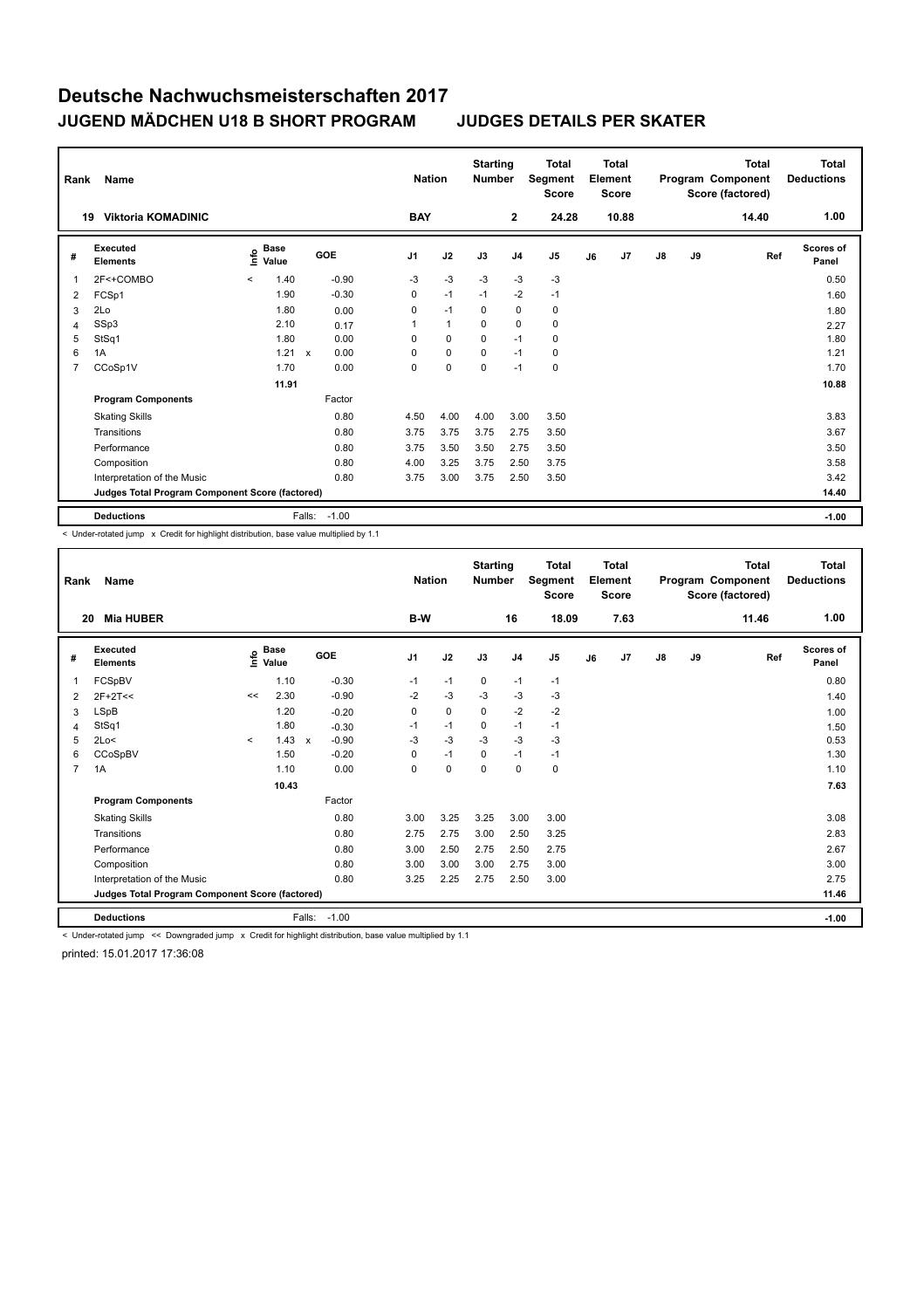# Deutsche Nachwuchsmeisterschaften 2017

## JUGEND MÄDCHEN U18 B SHORT PROGRAM    JUDGES DETAILS PER SKATER

| Rank | Name | Nation | Starting Number | Total Segment Score | Total Element Score | Total Program Component Score (factored) | Total Deductions |
|---|---|---|---|---|---|---|---|
| 19 | Viktoria KOMADINIC | BAY | 2 | 24.28 | 10.88 | 14.40 | 1.00 |

| # | Executed Elements | Info | Base Value | | GOE | J1 | J2 | J3 | J4 | J5 | J6 | J7 | J8 | J9 | Ref | Scores of Panel |
|---|---|---|---|---|---|---|---|---|---|---|---|---|---|---|---|---|
| 1 | 2F<+COMBO | < | 1.40 | | -0.90 | -3 | -3 | -3 | -3 | -3 | | | | | | 0.50 |
| 2 | FCSp1 | | 1.90 | | -0.30 | 0 | -1 | -1 | -2 | -1 | | | | | | 1.60 |
| 3 | 2Lo | | 1.80 | | 0.00 | 0 | -1 | 0 | 0 | 0 | | | | | | 1.80 |
| 4 | SSp3 | | 2.10 | | 0.17 | 1 | 1 | 0 | 0 | 0 | | | | | | 2.27 |
| 5 | StSq1 | | 1.80 | | 0.00 | 0 | 0 | 0 | -1 | 0 | | | | | | 1.80 |
| 6 | 1A | | 1.21 | x | 0.00 | 0 | 0 | 0 | -1 | 0 | | | | | | 1.21 |
| 7 | CCoSp1V | | 1.70 | | 0.00 | 0 | 0 | 0 | -1 | 0 | | | | | | 1.70 |
| | | | 11.91 | | | | | | | | | | | | | 10.88 |
| | **Program Components** | | | | Factor | | | | | | | | | | | |
| | Skating Skills | | | | 0.80 | 4.50 | 4.00 | 4.00 | 3.00 | 3.50 | | | | | | 3.83 |
| | Transitions | | | | 0.80 | 3.75 | 3.75 | 3.75 | 2.75 | 3.50 | | | | | | 3.67 |
| | Performance | | | | 0.80 | 3.75 | 3.50 | 3.50 | 2.75 | 3.50 | | | | | | 3.50 |
| | Composition | | | | 0.80 | 4.00 | 3.25 | 3.75 | 2.50 | 3.75 | | | | | | 3.58 |
| | Interpretation of the Music | | | | 0.80 | 3.75 | 3.00 | 3.75 | 2.50 | 3.50 | | | | | | 3.42 |
| | **Judges Total Program Component Score (factored)** | | | | | | | | | | | | | | | 14.40 |
| | **Deductions** | | | Falls: | -1.00 | | | | | | | | | | | -1.00 |

< Under-rotated jump x Credit for highlight distribution, base value multiplied by 1.1

| Rank | Name | Nation | Starting Number | Total Segment Score | Total Element Score | Total Program Component Score (factored) | Total Deductions |
|---|---|---|---|---|---|---|---|
| 20 | Mia HUBER | B-W | 16 | 18.09 | 7.63 | 11.46 | 1.00 |

| # | Executed Elements | Info | Base Value | | GOE | J1 | J2 | J3 | J4 | J5 | J6 | J7 | J8 | J9 | Ref | Scores of Panel |
|---|---|---|---|---|---|---|---|---|---|---|---|---|---|---|---|---|
| 1 | FCSpBV | | 1.10 | | -0.30 | -1 | -1 | 0 | -1 | -1 | | | | | | 0.80 |
| 2 | 2F+2T<< | << | 2.30 | | -0.90 | -2 | -3 | -3 | -3 | -3 | | | | | | 1.40 |
| 3 | LSpB | | 1.20 | | -0.20 | 0 | 0 | 0 | -2 | -2 | | | | | | 1.00 |
| 4 | StSq1 | | 1.80 | | -0.30 | -1 | -1 | 0 | -1 | -1 | | | | | | 1.50 |
| 5 | 2Lo< | < | 1.43 | x | -0.90 | -3 | -3 | -3 | -3 | -3 | | | | | | 0.53 |
| 6 | CCoSpBV | | 1.50 | | -0.20 | 0 | -1 | 0 | -1 | -1 | | | | | | 1.30 |
| 7 | 1A | | 1.10 | | 0.00 | 0 | 0 | 0 | 0 | 0 | | | | | | 1.10 |
| | | | 10.43 | | | | | | | | | | | | | 7.63 |
| | **Program Components** | | | | Factor | | | | | | | | | | | |
| | Skating Skills | | | | 0.80 | 3.00 | 3.25 | 3.25 | 3.00 | 3.00 | | | | | | 3.08 |
| | Transitions | | | | 0.80 | 2.75 | 2.75 | 3.00 | 2.50 | 3.25 | | | | | | 2.83 |
| | Performance | | | | 0.80 | 3.00 | 2.50 | 2.75 | 2.50 | 2.75 | | | | | | 2.67 |
| | Composition | | | | 0.80 | 3.00 | 3.00 | 3.00 | 2.75 | 3.00 | | | | | | 3.00 |
| | Interpretation of the Music | | | | 0.80 | 3.25 | 2.25 | 2.75 | 2.50 | 3.00 | | | | | | 2.75 |
| | **Judges Total Program Component Score (factored)** | | | | | | | | | | | | | | | 11.46 |
| | **Deductions** | | | Falls: | -1.00 | | | | | | | | | | | -1.00 |

< Under-rotated jump << Downgraded jump x Credit for highlight distribution, base value multiplied by 1.1

printed: 15.01.2017 17:36:08